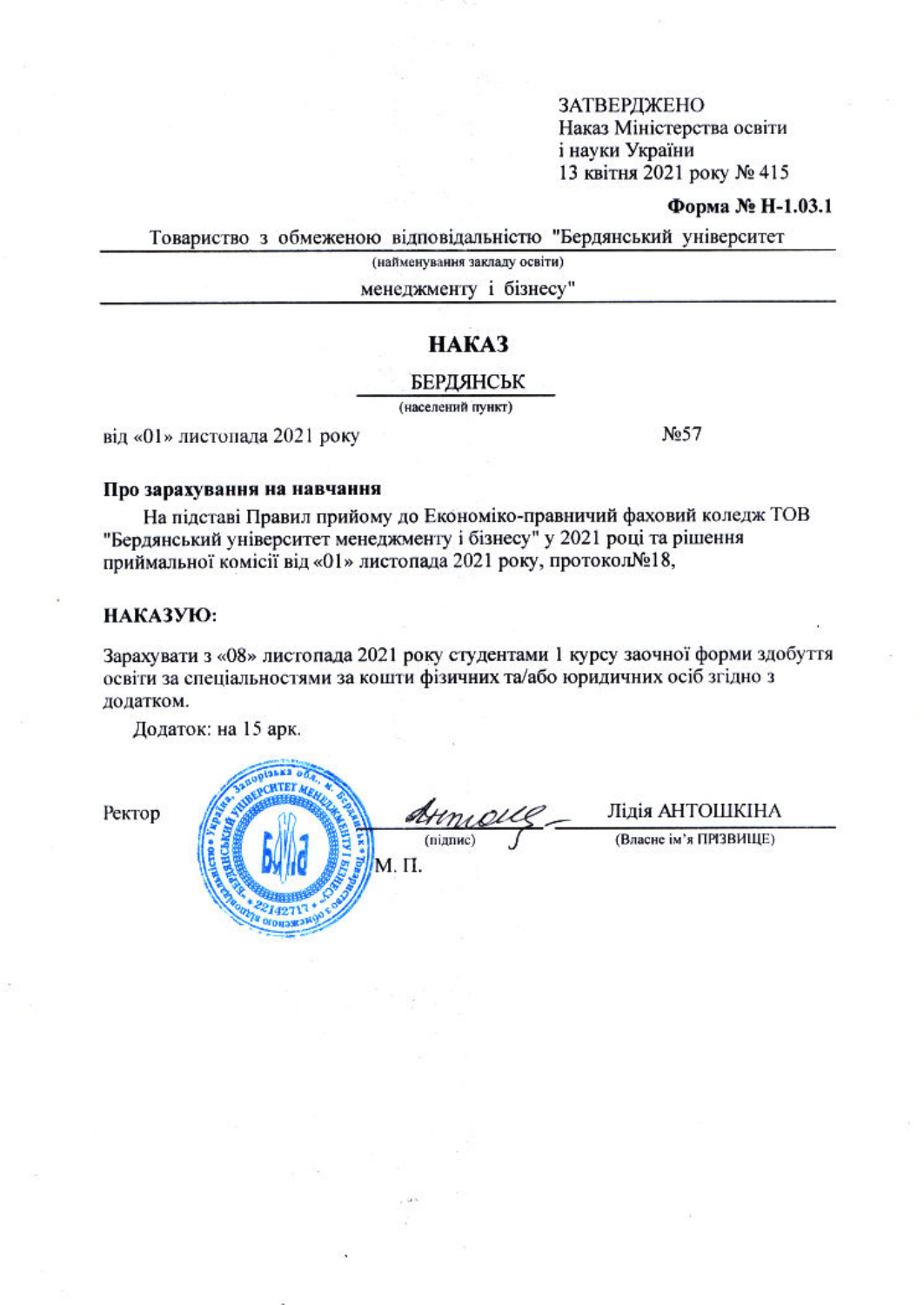ЗАТВЕРДЖЕНО
Наказ Міністерства освіти
і науки України
13 квітня 2021 року № 415

**Форма № Н-1.03.1**

Товариство з обмеженою відповідальністю "Бердянський університет менеджменту і бізнесу"

(найменування закладу освіти)

# НАКАЗ

БЕРДЯНСЬК

(населений пункт)

від «01» листопада 2021 року №57

**Про зарахування на навчання**

На підставі Правил прийому до Економіко-правничий фаховий коледж ТОВ "Бердянський університет менеджменту і бізнесу" у 2021 році та рішення приймальної комісії від «01» листопада 2021 року, протокол№18,

**НАКАЗУЮ:**

Зарахувати з «08» листопада 2021 року студентами 1 курсу заочної форми здобуття освіти за спеціальностями за кошти фізичних та/або юридичних осіб згідно з додатком.

Додаток: на 15 арк.

Ректор (підпис) Лідія АНТОШКІНА

(Власне ім'я ПРІЗВИЩЕ)

М. П.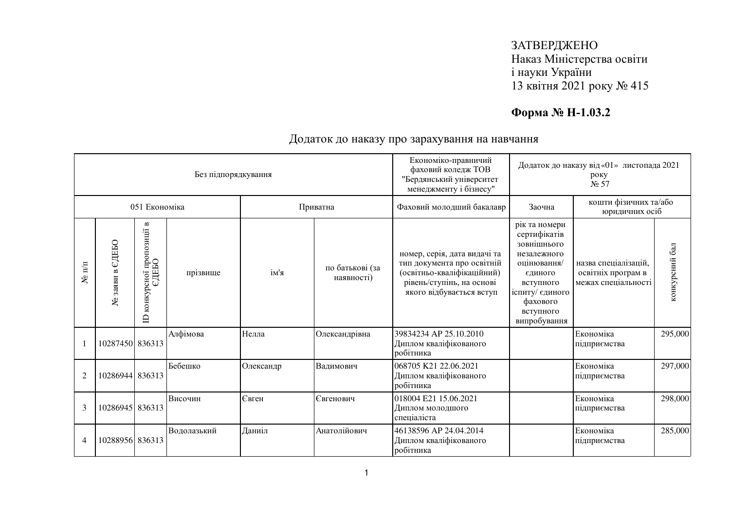ЗАТВЕРДЖЕНО
Наказ Міністерства освіти
і науки України
13 квітня 2021 року № 415

**Форма № Н-1.03.2**

## Додаток до наказу про зарахування на навчання

| Без підпорядкування | | | | | | Економіко-правничий фаховий коледж ТОВ "Бердянський університет менеджменту і бізнесу" | Додаток до наказу від «01» листопада 2021 року № 57 | | |
|---|---|---|---|---|---|---|---|---|---|
| 051 Економіка | | | | Приватна | | Фаховий молодший бакалавр | Заочна | кошти фізичних та/або юридичних осіб | |
| № п/п | № заяви в ЄДЕБО | ID конкурсної пропозиції в ЄДЕБО | прізвище | ім'я | по батькові (за наявності) | номер, серія, дата видачі та тип документа про освітній (освітньо-кваліфікаційний) рівень/ступінь, на основі якого відбувається вступ | рік та номери сертифікатів зовнішнього незалежного оцінювання/ єдиного вступного іспиту/ єдиного фахового вступного випробування | назва спеціалізацій, освітніх програм в межах спеціальності | конкурсний бал |
| 1 | 10287450 | 836313 | Алфімова | Нелла | Олександрівна | 39834234 АР 25.10.2010 Диплом кваліфікованого робітника | | Економіка підприємства | 295,000 |
| 2 | 10286944 | 836313 | Бебешко | Олександр | Вадимович | 068705 K21 22.06.2021 Диплом кваліфікованого робітника | | Економіка підприємства | 297,000 |
| 3 | 10286945 | 836313 | Височин | Євген | Євгенович | 018004 E21 15.06.2021 Диплом молодшого спеціаліста | | Економіка підприємства | 298,000 |
| 4 | 10288956 | 836313 | Водолазький | Даниіл | Анатолійович | 46138596 АР 24.04.2014 Диплом кваліфікованого робітника | | Економіка підприємства | 285,000 |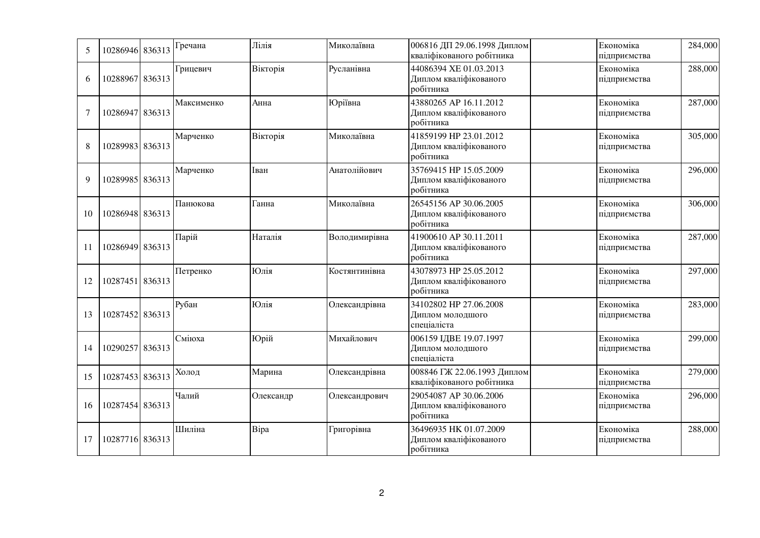| 5 | 10286946 | 836313 | Гречана | Лілія | Миколаївна | 006816 ДП 29.06.1998 Диплом кваліфікованого робітника | | Економіка підприємства | 284,000 |
|---|---|---|---|---|---|---|---|---|---|
| 6 | 10288967 | 836313 | Грицевич | Вікторія | Русланівна | 44086394 ХЕ 01.03.2013 Диплом кваліфікованого робітника | | Економіка підприємства | 288,000 |
| 7 | 10286947 | 836313 | Максименко | Анна | Юріївна | 43880265 АР 16.11.2012 Диплом кваліфікованого робітника | | Економіка підприємства | 287,000 |
| 8 | 10289983 | 836313 | Марченко | Вікторія | Миколаївна | 41859199 НР 23.01.2012 Диплом кваліфікованого робітника | | Економіка підприємства | 305,000 |
| 9 | 10289985 | 836313 | Марченко | Іван | Анатолійович | 35769415 НР 15.05.2009 Диплом кваліфікованого робітника | | Економіка підприємства | 296,000 |
| 10 | 10286948 | 836313 | Панюкова | Ганна | Миколаївна | 26545156 АР 30.06.2005 Диплом кваліфікованого робітника | | Економіка підприємства | 306,000 |
| 11 | 10286949 | 836313 | Парій | Наталія | Володимирівна | 41900610 АР 30.11.2011 Диплом кваліфікованого робітника | | Економіка підприємства | 287,000 |
| 12 | 10287451 | 836313 | Петренко | Юлія | Костянтинівна | 43078973 НР 25.05.2012 Диплом кваліфікованого робітника | | Економіка підприємства | 297,000 |
| 13 | 10287452 | 836313 | Рубан | Юлія | Олександрівна | 34102802 НР 27.06.2008 Диплом молодшого спеціаліста | | Економіка підприємства | 283,000 |
| 14 | 10290257 | 836313 | Сміюха | Юрій | Михайлович | 006159 ІДВЕ 19.07.1997 Диплом молодшого спеціаліста | | Економіка підприємства | 299,000 |
| 15 | 10287453 | 836313 | Холод | Марина | Олександрівна | 008846 ГЖ 22.06.1993 Диплом кваліфікованого робітника | | Економіка підприємства | 279,000 |
| 16 | 10287454 | 836313 | Чалий | Олександр | Олександрович | 29054087 АР 30.06.2006 Диплом кваліфікованого робітника | | Економіка підприємства | 296,000 |
| 17 | 10287716 | 836313 | Шиліна | Віра | Григорівна | 36496935 НК 01.07.2009 Диплом кваліфікованого робітника | | Економіка підприємства | 288,000 |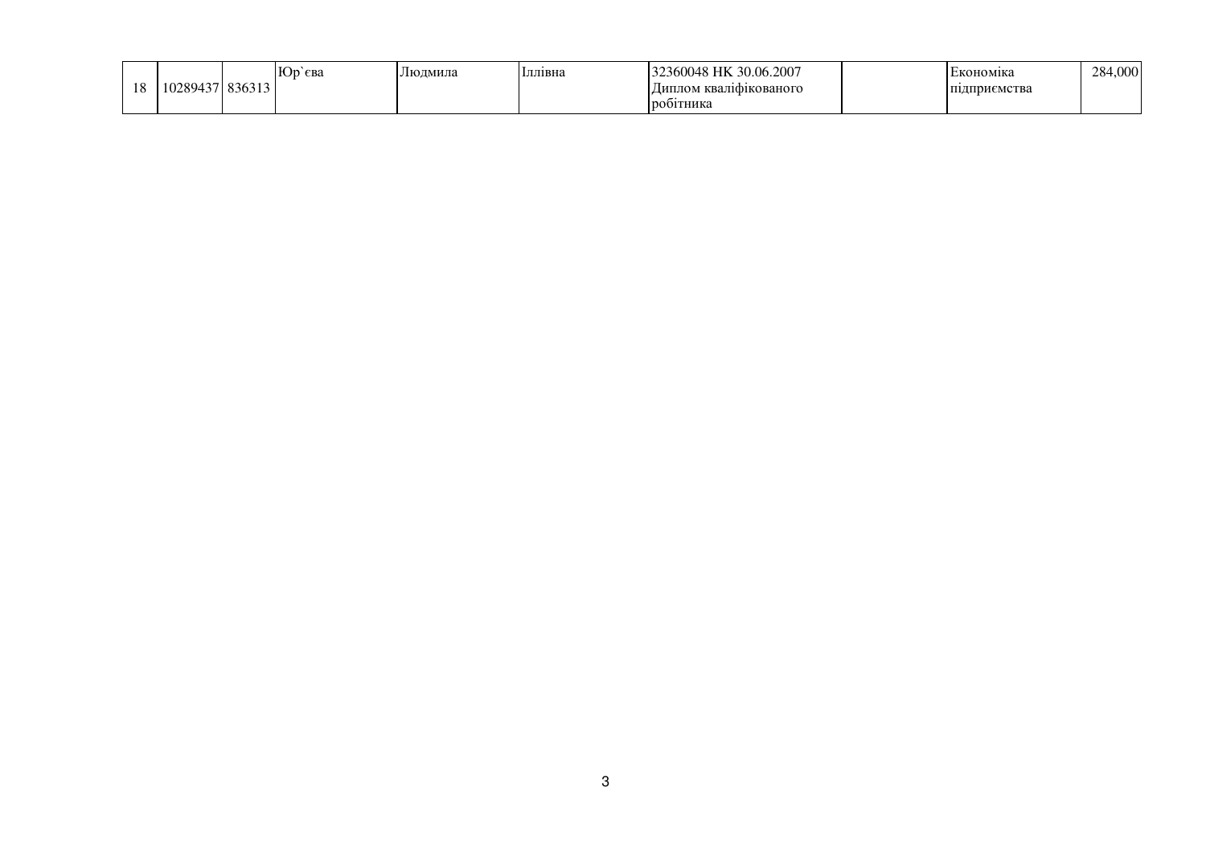| | | | | | | | | | |
|---|---|---|---|---|---|---|---|---|---|
| 18 | 10289437 | 836313 | Юр`єва | Людмила | Іллівна | 32360048 НК 30.06.2007 Диплом кваліфікованого робітника | | Економіка підприємства | 284,000 |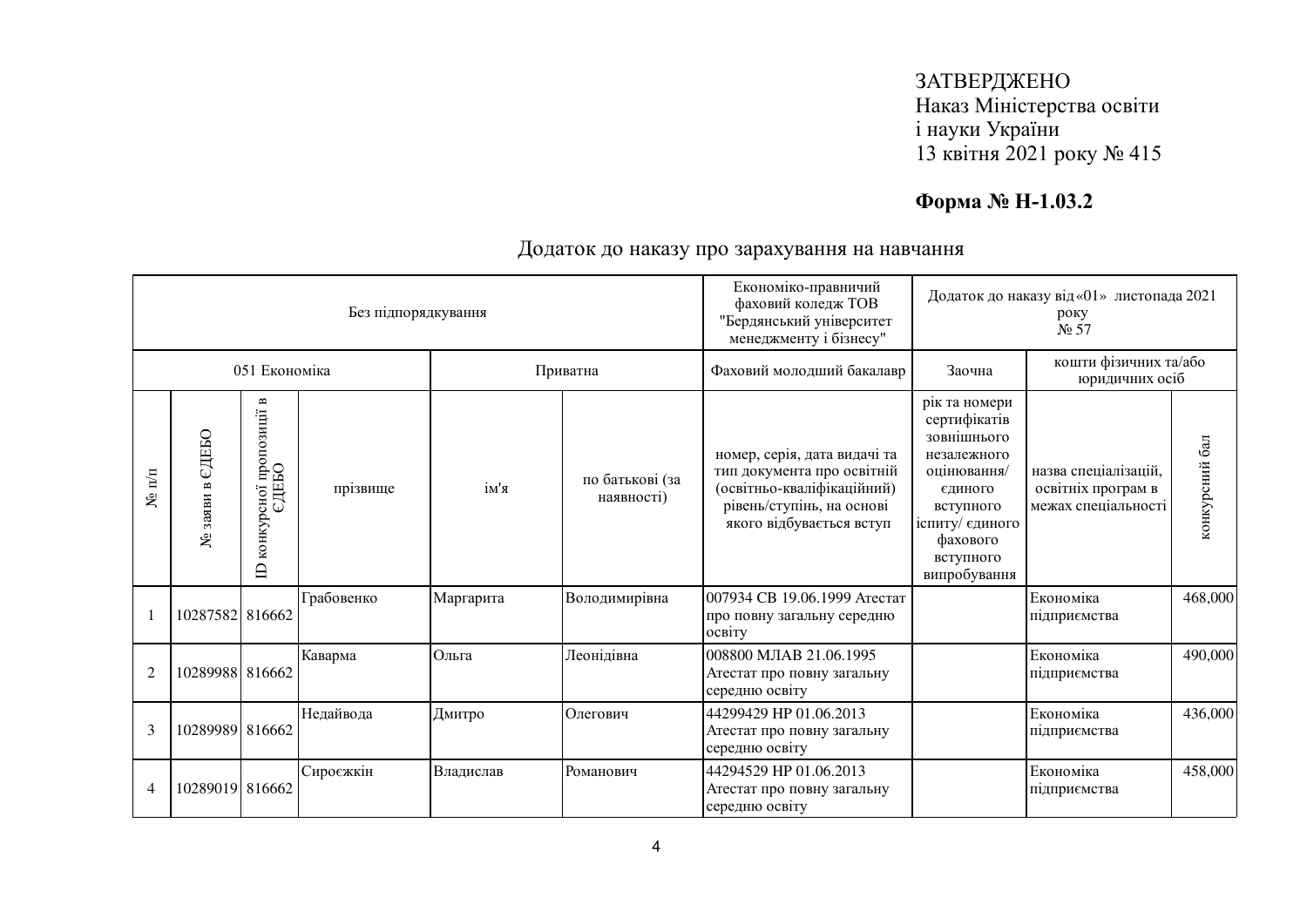ЗАТВЕРДЖЕНО
Наказ Міністерства освіти
і науки України
13 квітня 2021 року № 415

**Форма № Н-1.03.2**

Додаток до наказу про зарахування на навчання

| Без підпорядкування | | | | | | Економіко-правничий фаховий коледж ТОВ "Бердянський університет менеджменту і бізнесу" | Додаток до наказу від «01» листопада 2021 року № 57 | | |
|---|---|---|---|---|---|---|---|---|---|
| 051 Економіка | | | | Приватна | | Фаховий молодший бакалавр | Заочна | кошти фізичних та/або юридичних осіб | |
| № п/п | № заяви в ЄДЕБО | ID конкурсної пропозиції в ЄДЕБО | прізвище | ім'я | по батькові (за наявності) | номер, серія, дата видачі та тип документа про освітній (освітньо-кваліфікаційний) рівень/ступінь, на основі якого відбувається вступ | рік та номери сертифікатів зовнішнього незалежного оцінювання/ єдиного вступного іспиту/ єдиного фахового вступного випробування | назва спеціалізацій, освітніх програм в межах спеціальності | конкурсний бал |
| 1 | 10287582 | 816662 | Грабовенко | Маргарита | Володимирівна | 007934 СВ 19.06.1999 Атестат про повну загальну середню освіту | | Економіка підприємства | 468,000 |
| 2 | 10289988 | 816662 | Каварма | Ольга | Леонідівна | 008800 МЛАВ 21.06.1995 Атестат про повну загальну середню освіту | | Економіка підприємства | 490,000 |
| 3 | 10289989 | 816662 | Недайвода | Дмитро | Олегович | 44299429 НР 01.06.2013 Атестат про повну загальну середню освіту | | Економіка підприємства | 436,000 |
| 4 | 10289019 | 816662 | Сироєжкін | Владислав | Романович | 44294529 НР 01.06.2013 Атестат про повну загальну середню освіту | | Економіка підприємства | 458,000 |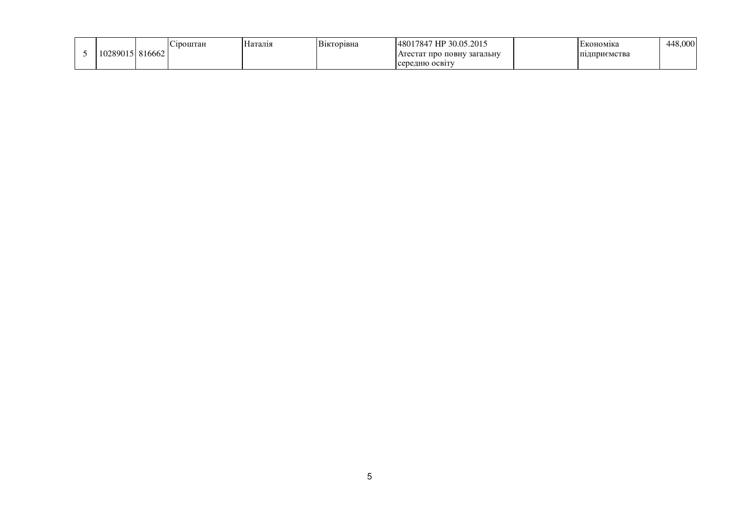| | | | | | | | | | |
|---|---|---|---|---|---|---|---|---|---|
| 5 | 10289015 | 816662 | Сірощтан | Наталія | Вікторівна | 48017847 НР 30.05.2015 Атестат про повну загальну середню освіту | | Економіка підприємства | 448,000 |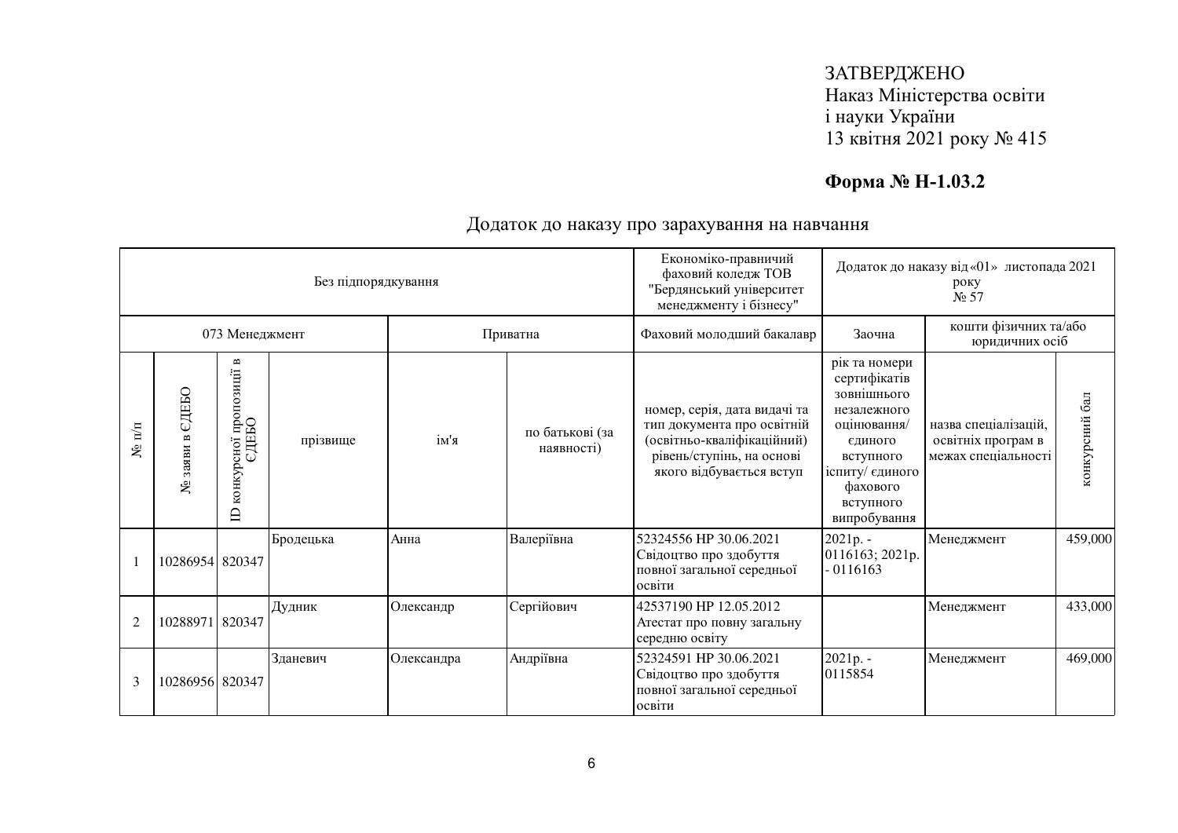ЗАТВЕРДЖЕНО
Наказ Міністерства освіти
і науки України
13 квітня 2021 року № 415

**Форма № Н-1.03.2**

Додаток до наказу про зарахування на навчання

| Без підпорядкування | | | | | | Економіко-правничий фаховий коледж ТОВ "Бердянський університет менеджменту і бізнесу" | Додаток до наказу від «01» листопада 2021 року № 57 | | |
|---|---|---|---|---|---|---|---|---|---|
| 073 Менеджмент | | | | Приватна | | Фаховий молодший бакалавр | Заочна | кошти фізичних та/або юридичних осіб | |
| № п/п | № заяви в ЄДЕБО | ID конкурсної пропозиції в ЄДЕБО | прізвище | ім'я | по батькові (за наявності) | номер, серія, дата видачі та тип документа про освітній (освітньо-кваліфікаційний) рівень/ступінь, на основі якого відбувається вступ | рік та номери сертифікатів зовнішнього незалежного оцінювання/ єдиного вступного іспиту/ єдиного фахового вступного випробування | назва спеціалізацій, освітніх програм в межах спеціальності | конкурсний бал |
| 1 | 10286954 | 820347 | Бродецька | Анна | Валеріївна | 52324556 НР 30.06.2021 Свідоцтво про здобуття повної загальної середньої освіти | 2021р. - 0116163; 2021р. - 0116163 | Менеджмент | 459,000 |
| 2 | 10288971 | 820347 | Дудник | Олександр | Сергійович | 42537190 НР 12.05.2012 Атестат про повну загальну середню освіту | | Менеджмент | 433,000 |
| 3 | 10286956 | 820347 | Зданевич | Олександра | Андріївна | 52324591 НР 30.06.2021 Свідоцтво про здобуття повної загальної середньої освіти | 2021р. - 0115854 | Менеджмент | 469,000 |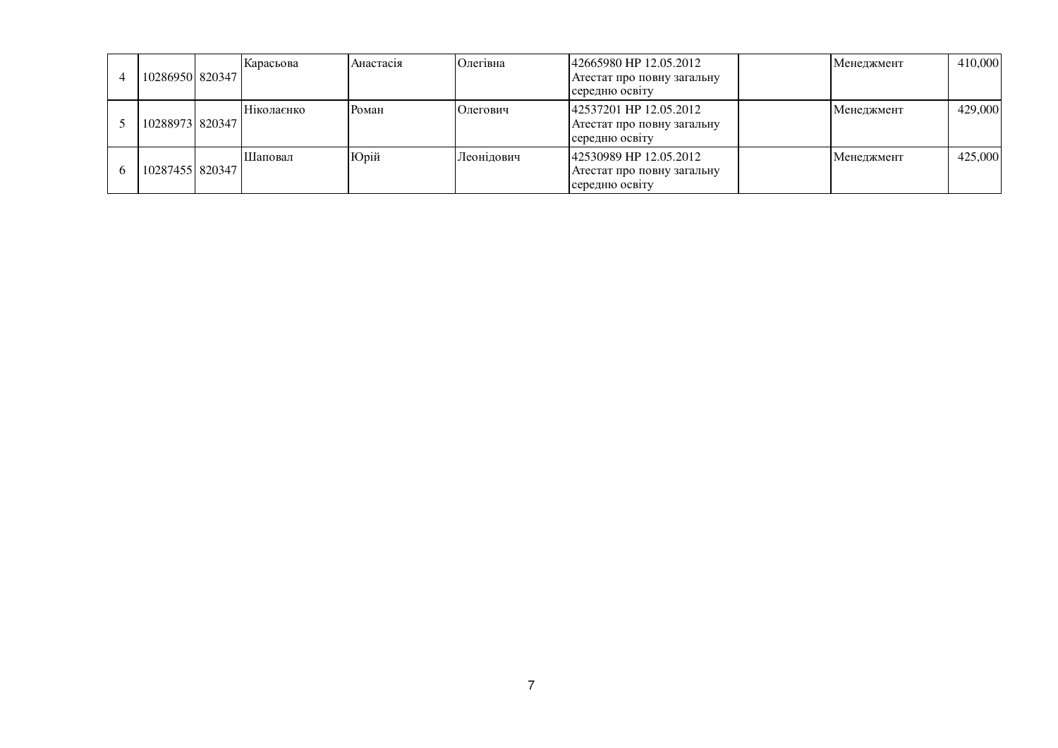| | | | | | | | | | |
|---|---|---|---|---|---|---|---|---|---|
| 4 | 10286950 | 820347 | Карасьова | Анастасія | Олегівна | 42665980 HP 12.05.2012 Атестат про повну загальну середню освіту | | Менеджмент | 410,000 |
| 5 | 10288973 | 820347 | Ніколаєнко | Роман | Олегович | 42537201 HP 12.05.2012 Атестат про повну загальну середню освіту | | Менеджмент | 429,000 |
| 6 | 10287455 | 820347 | Шаповал | Юрій | Леонідович | 42530989 HP 12.05.2012 Атестат про повну загальну середню освіту | | Менеджмент | 425,000 |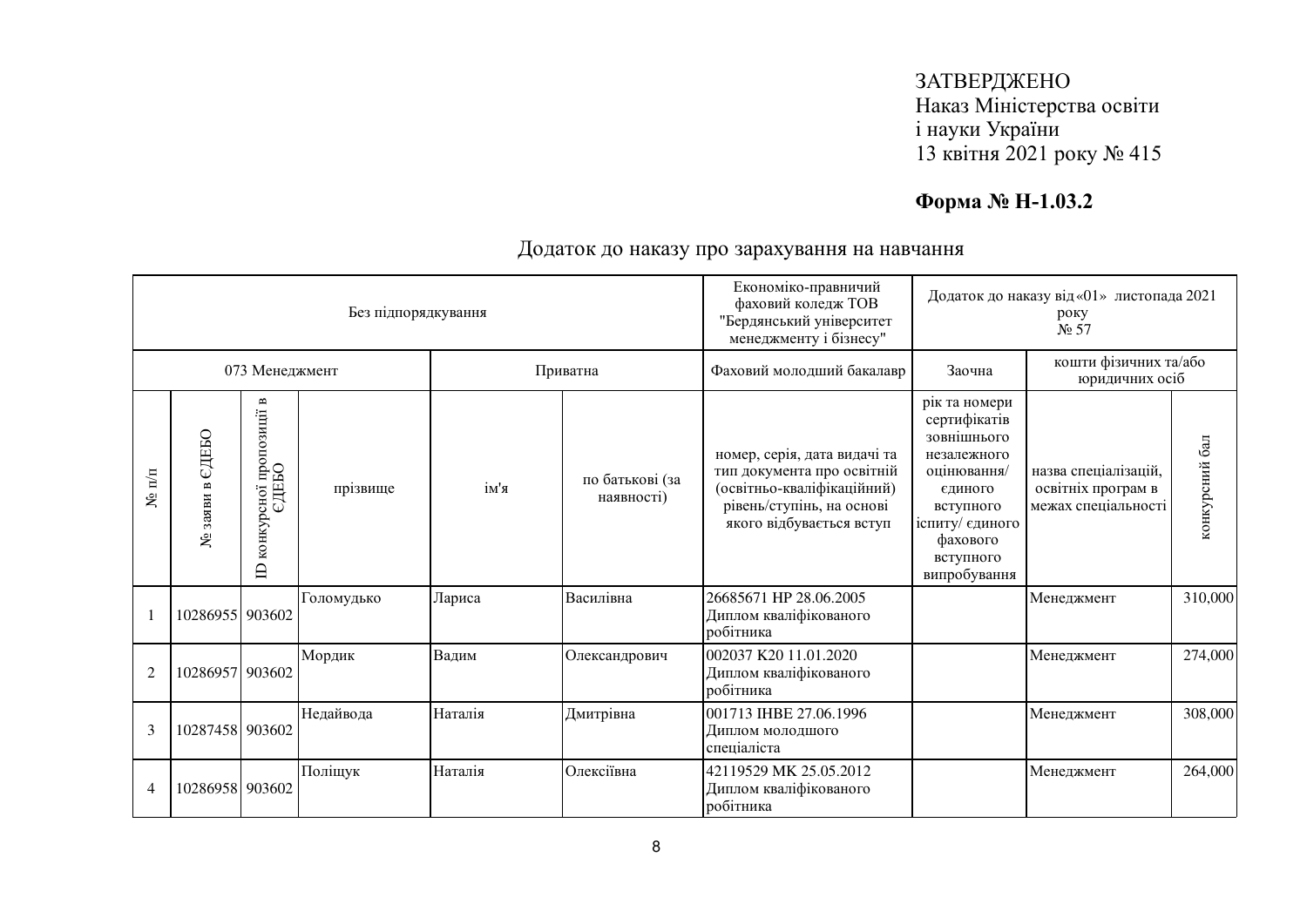ЗАТВЕРДЖЕНО
Наказ Міністерства освіти
і науки України
13 квітня 2021 року № 415

**Форма № Н-1.03.2**

Додаток до наказу про зарахування на навчання

| Без підпорядкування | | | | | | Економіко-правничий фаховий коледж ТОВ "Бердянський університет менеджменту і бізнесу" | Додаток до наказу від «01» листопада 2021 року № 57 | | |
|---|---|---|---|---|---|---|---|---|---|
| 073 Менеджмент | | | | Приватна | | Фаховий молодший бакалавр | Заочна | кошти фізичних та/або юридичних осіб | |
| № п/п | № заяви в ЄДЕБО | ID конкурсної пропозиції в ЄДЕБО | прізвище | ім'я | по батькові (за наявності) | номер, серія, дата видачі та тип документа про освітній (освітньо-кваліфікаційний) рівень/ступінь, на основі якого відбувається вступ | рік та номери сертифікатів зовнішнього незалежного оцінювання/ єдиного вступного іспиту/ єдиного фахового вступного випробування | назва спеціалізацій, освітніх програм в межах спеціальності | конкурсний бал |
| 1 | 10286955 | 903602 | Голомудько | Лариса | Василівна | 26685671 НР 28.06.2005 Диплом кваліфікованого робітника | | Менеджмент | 310,000 |
| 2 | 10286957 | 903602 | Мордик | Вадим | Олександрович | 002037 К20 11.01.2020 Диплом кваліфікованого робітника | | Менеджмент | 274,000 |
| 3 | 10287458 | 903602 | Недайвода | Наталія | Дмитрівна | 001713 IНВЕ 27.06.1996 Диплом молодшого спеціаліста | | Менеджмент | 308,000 |
| 4 | 10286958 | 903602 | Поліщук | Наталія | Олексіївна | 42119529 МК 25.05.2012 Диплом кваліфікованого робітника | | Менеджмент | 264,000 |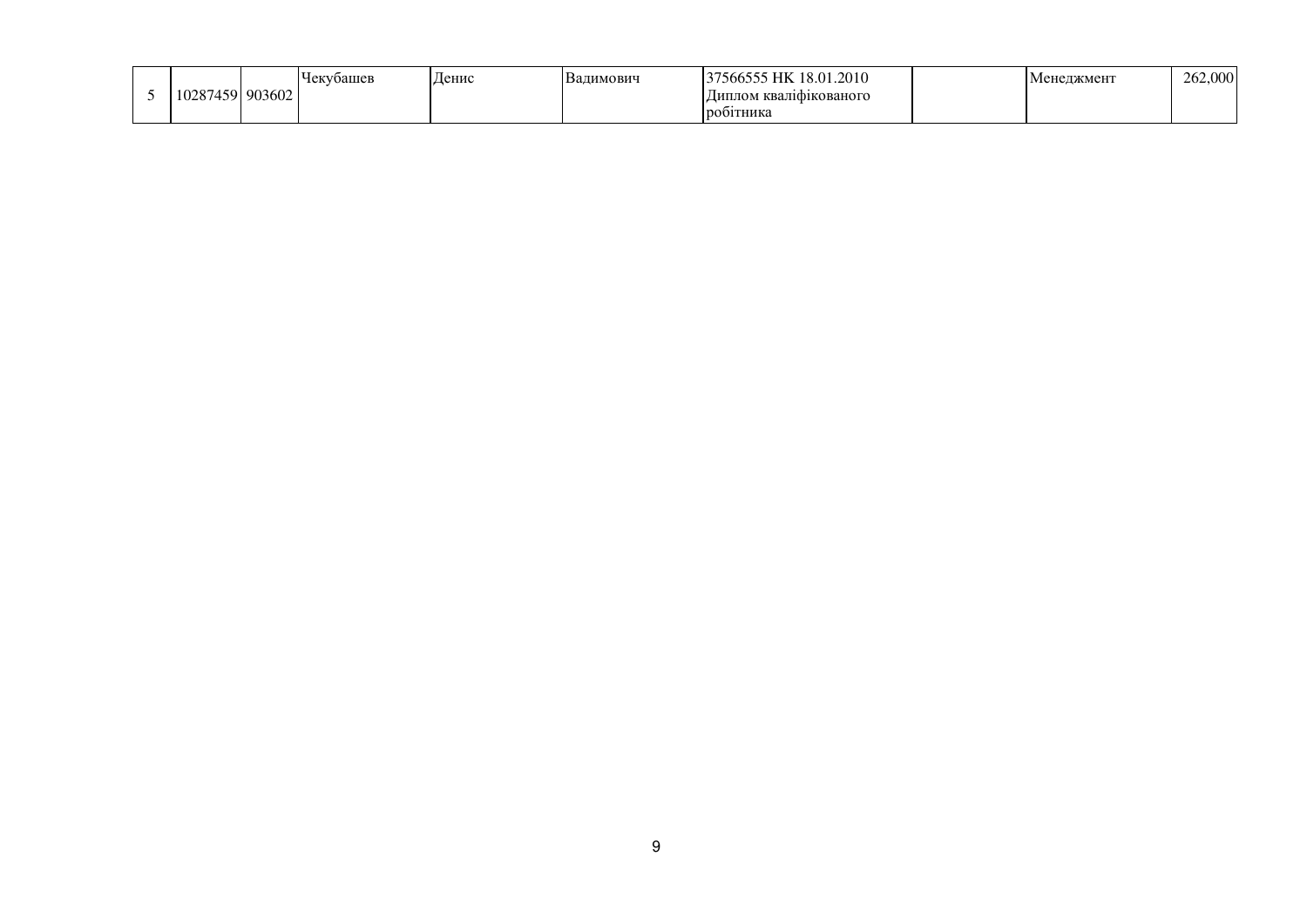| 5 | 10287459 | 903602 | Чекубашев | Денис | Вадимович | 37566555 НК 18.01.2010 Диплом кваліфікованого робітника | | Менеджмент | 262,000 |
|---|---|---|---|---|---|---|---|---|---|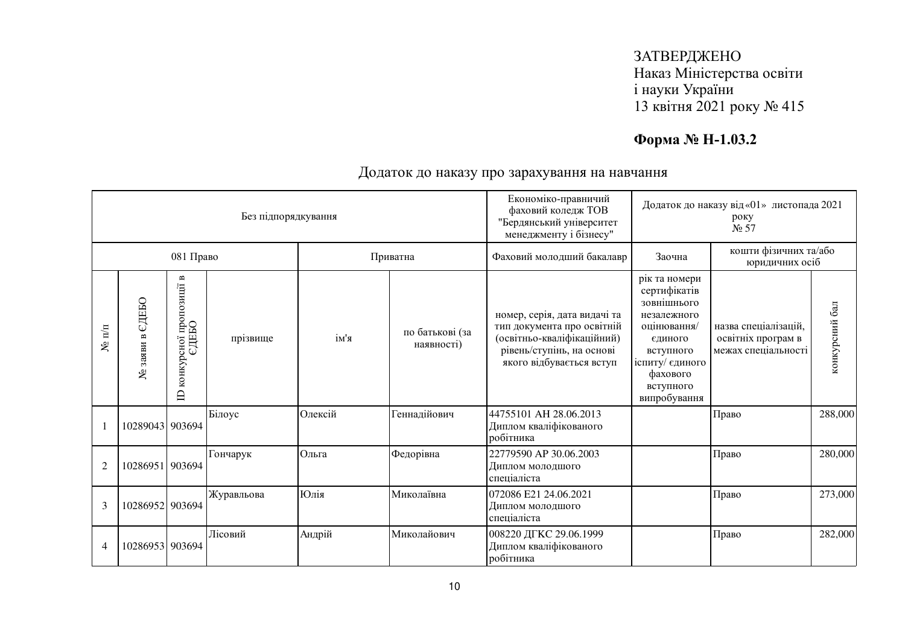ЗАТВЕРДЖЕНО
Наказ Міністерства освіти
і науки України
13 квітня 2021 року № 415

**Форма № Н-1.03.2**

Додаток до наказу про зарахування на навчання

| Без підпорядкування | | | | | | Економіко-правничий фаховий коледж ТОВ "Бердянський університет менеджменту і бізнесу" | Додаток до наказу від «01» листопада 2021 року № 57 | | |
|---|---|---|---|---|---|---|---|---|---|
| 081 Право | | | | Приватна | | Фаховий молодший бакалавр | Заочна | кошти фізичних та/або юридичних осіб | |
| № п/п | № заяви в ЄДЕБО | ID конкурсної пропозиції в ЄДЕБО | прізвище | ім'я | по батькові (за наявності) | номер, серія, дата видачі та тип документа про освітній (освітньо-кваліфікаційний) рівень/ступінь, на основі якого відбувається вступ | рік та номери сертифікатів зовнішнього незалежного оцінювання/ єдиного вступного іспиту/ єдиного фахового вступного випробування | назва спеціалізацій, освітніх програм в межах спеціальності | конкурсний бал |
| 1 | 10289043 | 903694 | Білоус | Олексій | Геннадійович | 44755101 АН 28.06.2013 Диплом кваліфікованого робітника | | Право | 288,000 |
| 2 | 10286951 | 903694 | Гончарук | Ольга | Федорівна | 22779590 АР 30.06.2003 Диплом молодшого спеціаліста | | Право | 280,000 |
| 3 | 10286952 | 903694 | Журавльова | Юлія | Миколаївна | 072086 Е21 24.06.2021 Диплом молодшого спеціаліста | | Право | 273,000 |
| 4 | 10286953 | 903694 | Лісовий | Андрій | Миколайович | 008220 ДГКС 29.06.1999 Диплом кваліфікованого робітника | | Право | 282,000 |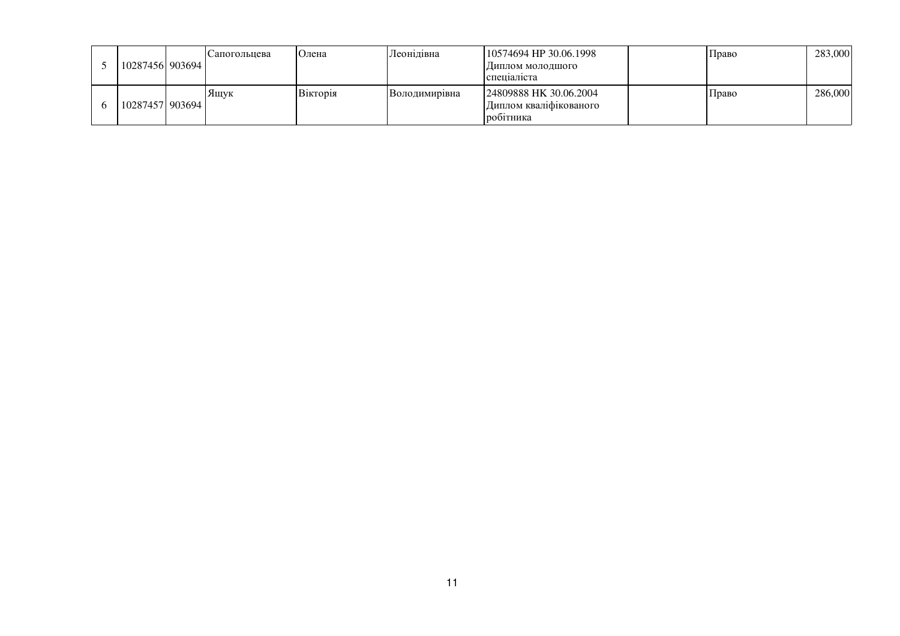| | | | | | | | | | |
|---|---|---|---|---|---|---|---|---|---|
| 5 | 10287456 | 903694 | Сапогольцева | Олена | Леонідівна | 10574694 НР 30.06.1998 Диплом молодшого спеціаліста | | Право | 283,000 |
| 6 | 10287457 | 903694 | Ящук | Вікторія | Володимирівна | 24809888 НК 30.06.2004 Диплом кваліфікованого робітника | | Право | 286,000 |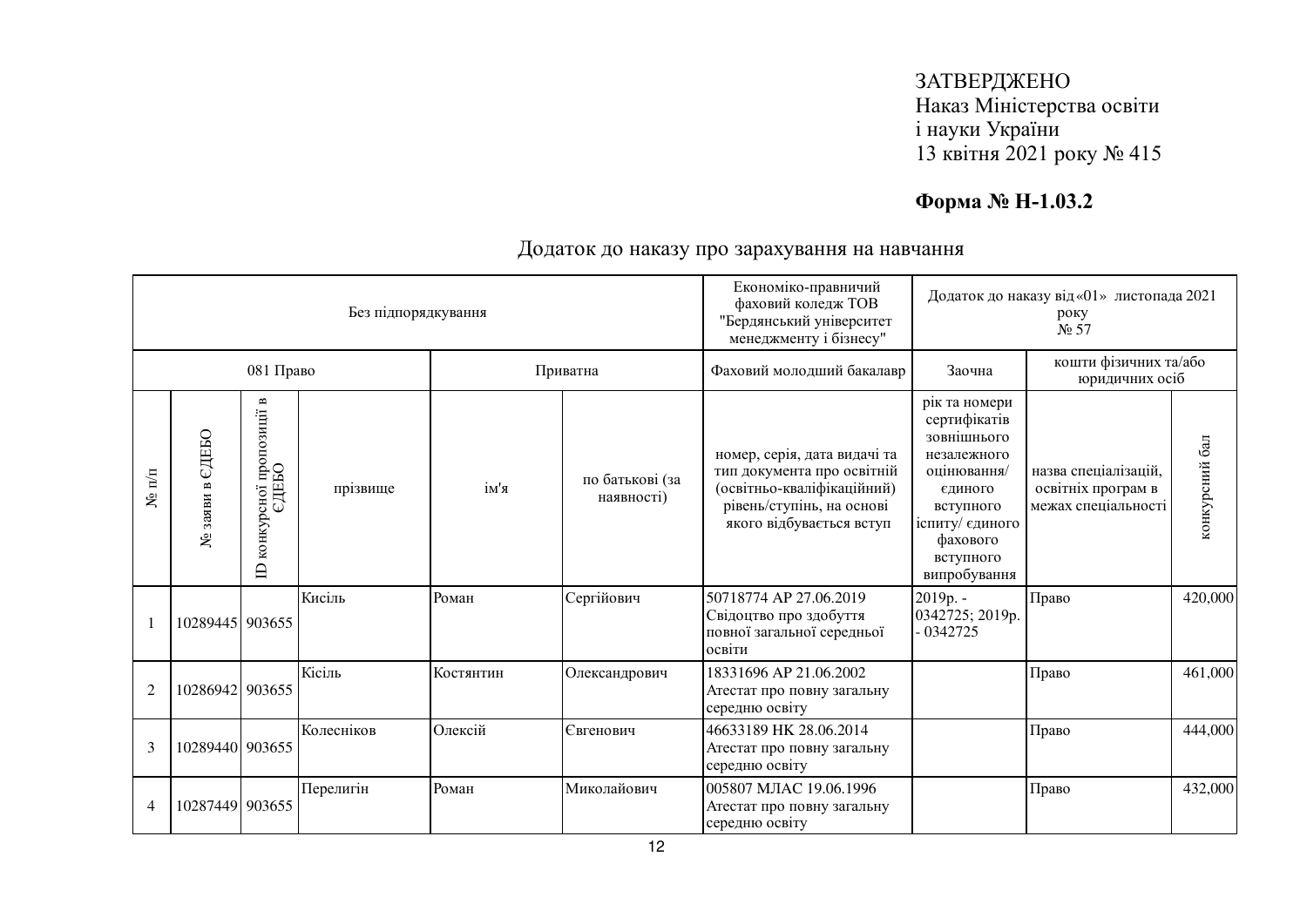ЗАТВЕРДЖЕНО
Наказ Міністерства освіти
і науки України
13 квітня 2021 року № 415

**Форма № Н-1.03.2**

## Додаток до наказу про зарахування на навчання

| Без підпорядкування | | | | | | Економіко-правничий фаховий коледж ТОВ "Бердянський університет менеджменту і бізнесу" | Додаток до наказу від «01» листопада 2021 року № 57 | | |
|---|---|---|---|---|---|---|---|---|---|
| 081 Право | | | Приватна | | | Фаховий молодший бакалавр | Заочна | кошти фізичних та/або юридичних осіб | |
| № п/п | № заяви в ЄДЕБО | ID конкурсної пропозиції в ЄДЕБО | прізвище | ім'я | по батькові (за наявності) | номер, серія, дата видачі та тип документа про освітній (освітньо-кваліфікаційний) рівень/ступінь, на основі якого відбувається вступ | рік та номери сертифікатів зовнішнього незалежного оцінювання/ єдиного вступного іспиту/ єдиного фахового вступного випробування | назва спеціалізацій, освітніх програм в межах спеціальності | конкурсний бал |
| 1 | 10289445 | 903655 | Кисіль | Роман | Сергійович | 50718774 АР 27.06.2019 Свідоцтво про здобуття повної загальної середньої освіти | 2019р. - 0342725; 2019р. - 0342725 | Право | 420,000 |
| 2 | 10286942 | 903655 | Кісіль | Костянтин | Олександрович | 18331696 АР 21.06.2002 Атестат про повну загальну середню освіту | | Право | 461,000 |
| 3 | 10289440 | 903655 | Колесніков | Олексій | Євгенович | 46633189 НК 28.06.2014 Атестат про повну загальну середню освіту | | Право | 444,000 |
| 4 | 10287449 | 903655 | Перелигін | Роман | Миколайович | 005807 МЛАС 19.06.1996 Атестат про повну загальну середню освіту | | Право | 432,000 |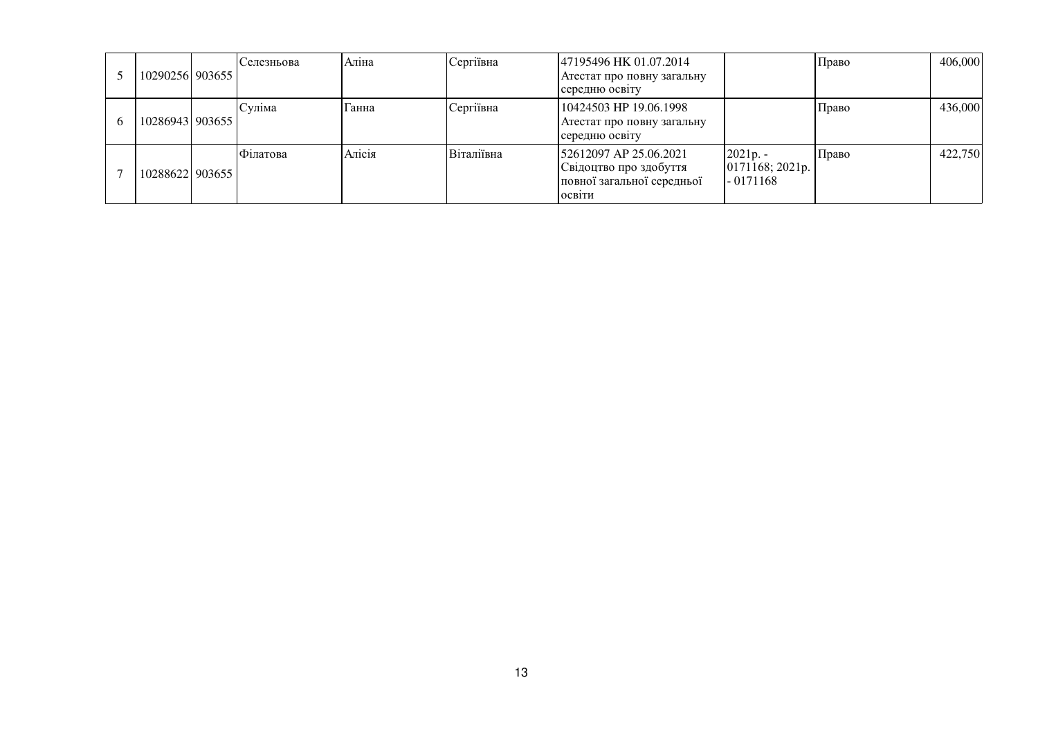| | | | | | | | | | |
|---|---|---|---|---|---|---|---|---|---|
| 5 | 10290256 | 903655 | Селезньова | Аліна | Сергіївна | 47195496 НК 01.07.2014 Атестат про повну загальну середню освіту | | Право | 406,000 |
| 6 | 10286943 | 903655 | Суліма | Ганна | Сергіївна | 10424503 НР 19.06.1998 Атестат про повну загальну середню освіту | | Право | 436,000 |
| 7 | 10288622 | 903655 | Філатова | Алісія | Віталіївна | 52612097 АР 25.06.2021 Свідоцтво про здобуття повної загальної середньої освіти | 2021р. - 0171168; 2021р. - 0171168 | Право | 422,750 |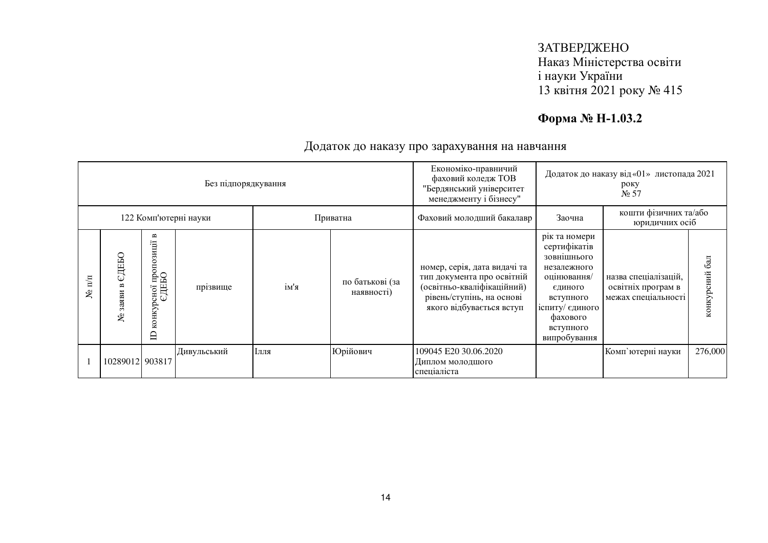ЗАТВЕРДЖЕНО
Наказ Міністерства освіти
і науки України
13 квітня 2021 року № 415

**Форма № Н-1.03.2**

Додаток до наказу про зарахування на навчання

| Без підпорядкування | | | | | | Економіко-правничий фаховий коледж ТОВ "Бердянський університет менеджменту і бізнесу" | Додаток до наказу від «01» листопада 2021 року № 57 | | |
|---|---|---|---|---|---|---|---|---|---|
| 122 Комп'ютерні науки | | | | Приватна | | Фаховий молодший бакалавр | Заочна | кошти фізичних та/або юридичних осіб | |
| № п/п | № заяви в ЄДЕБО | ID конкурсної пропозиції в ЄДЕБО | прізвище | ім'я | по батькові (за наявності) | номер, серія, дата видачі та тип документа про освітній (освітньо-кваліфікаційний) рівень/ступінь, на основі якого відбувається вступ | рік та номери сертифікатів зовнішнього незалежного оцінювання/ єдиного вступного іспиту/ єдиного фахового вступного випробування | назва спеціалізацій, освітніх програм в межах спеціальності | конкурсний бал |
| 1 | 10289012 | 903817 | Дивульський | Ілля | Юрійович | 109045 E20 30.06.2020 Диплом молодшого спеціаліста | | Комп`ютерні науки | 276,000 |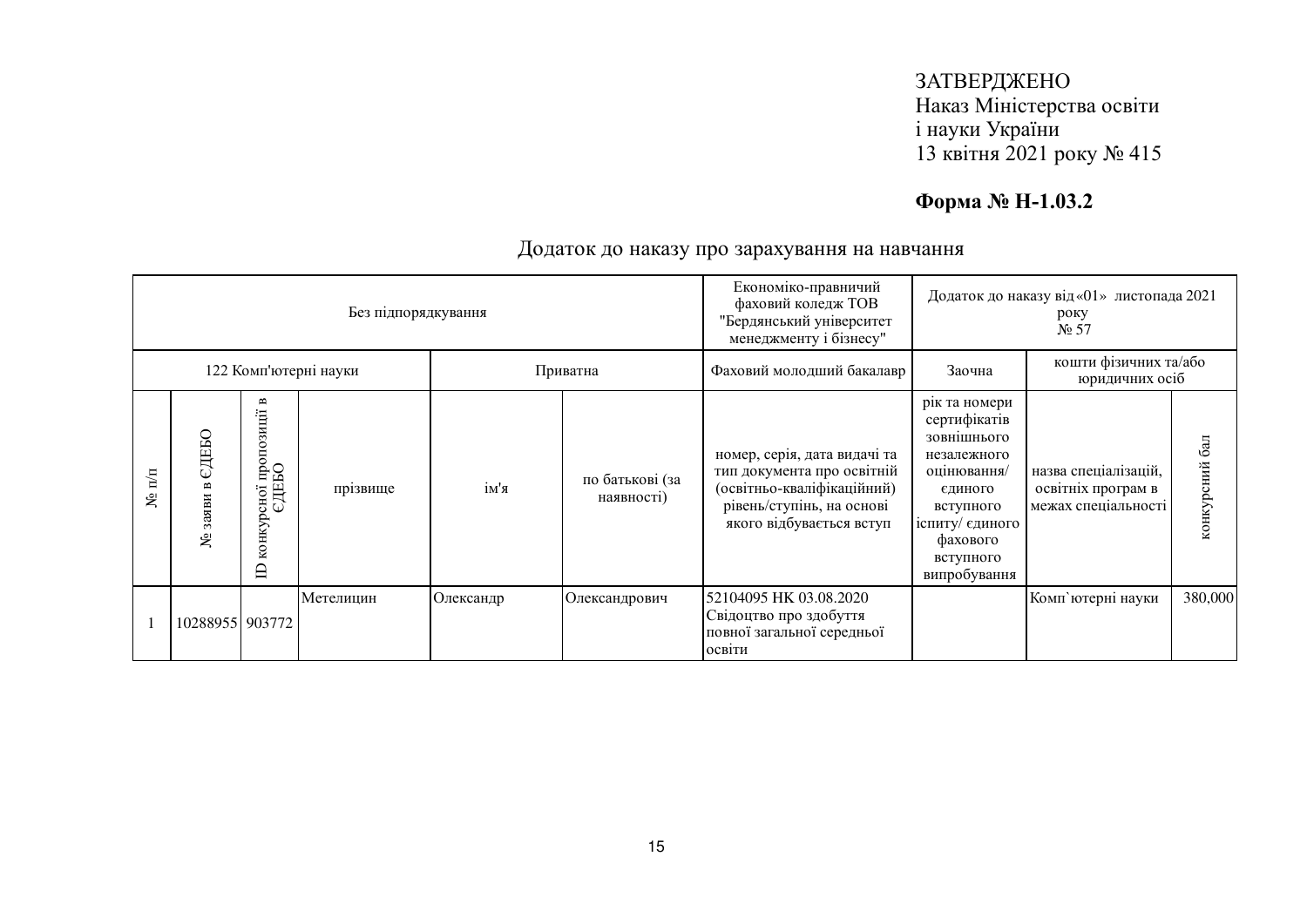ЗАТВЕРДЖЕНО
Наказ Міністерства освіти
і науки України
13 квітня 2021 року № 415

**Форма № Н-1.03.2**

Додаток до наказу про зарахування на навчання

| Без підпорядкування | | | | | | Економіко-правничий фаховий коледж ТОВ "Бердянський університет менеджменту і бізнесу" | Додаток до наказу від «01» листопада 2021 року № 57 | | |
|---|---|---|---|---|---|---|---|---|---|
| 122 Комп'ютерні науки | | | | Приватна | | Фаховий молодший бакалавр | Заочна | кошти фізичних та/або юридичних осіб | |
| № п/п | № заяви в ЄДЕБО | ID конкурсної пропозиції в ЄДЕБО | прізвище | ім'я | по батькові (за наявності) | номер, серія, дата видачі та тип документа про освітній (освітньо-кваліфікаційний) рівень/ступінь, на основі якого відбувається вступ | рік та номери сертифікатів зовнішнього незалежного оцінювання/ єдиного вступного іспиту/ єдиного фахового вступного випробування | назва спеціалізацій, освітніх програм в межах спеціальності | конкурсний бал |
| 1 | 10288955 | 903772 | Метелицин | Олександр | Олександрович | 52104095 НК 03.08.2020 Свідоцтво про здобуття повної загальної середньої освіти | | Комп`ютерні науки | 380,000 |